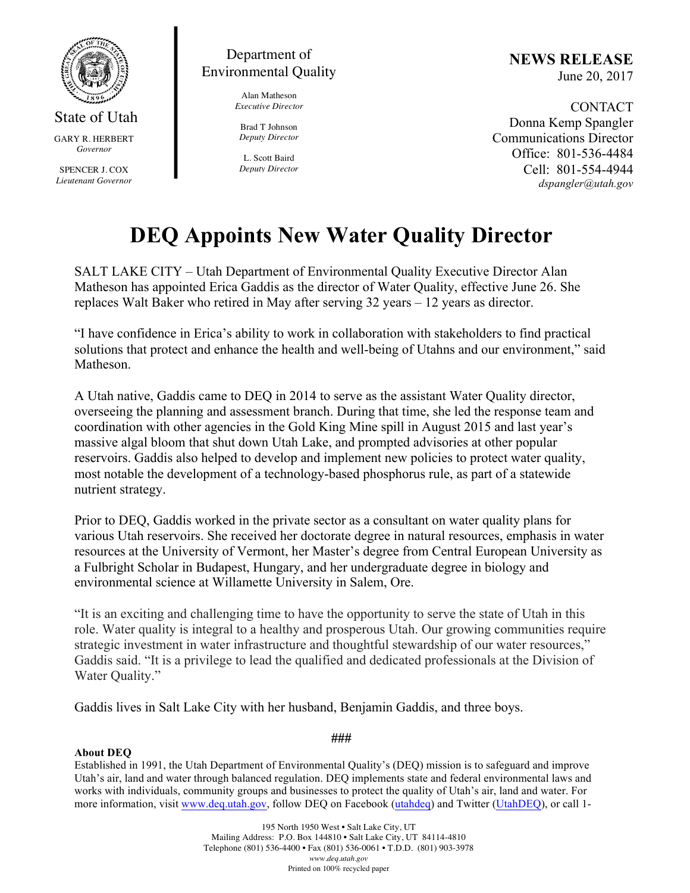State of Utah

GARY R. HERBERT
*Governor*

SPENCER J. COX
*Lieutenant Governor*

Department of Environmental Quality

Alan Matheson
*Executive Director*

Brad T Johnson
*Deputy Director*

L. Scott Baird
*Deputy Director*

**NEWS RELEASE**
June 20, 2017

CONTACT
Donna Kemp Spangler
Communications Director
Office: 801-536-4484
Cell: 801-554-4944
*dspangler@utah.gov*

# DEQ Appoints New Water Quality Director

SALT LAKE CITY – Utah Department of Environmental Quality Executive Director Alan Matheson has appointed Erica Gaddis as the director of Water Quality, effective June 26. She replaces Walt Baker who retired in May after serving 32 years – 12 years as director.

"I have confidence in Erica's ability to work in collaboration with stakeholders to find practical solutions that protect and enhance the health and well-being of Utahns and our environment," said Matheson.

A Utah native, Gaddis came to DEQ in 2014 to serve as the assistant Water Quality director, overseeing the planning and assessment branch. During that time, she led the response team and coordination with other agencies in the Gold King Mine spill in August 2015 and last year's massive algal bloom that shut down Utah Lake, and prompted advisories at other popular reservoirs. Gaddis also helped to develop and implement new policies to protect water quality, most notable the development of a technology-based phosphorus rule, as part of a statewide nutrient strategy.

Prior to DEQ, Gaddis worked in the private sector as a consultant on water quality plans for various Utah reservoirs. She received her doctorate degree in natural resources, emphasis in water resources at the University of Vermont, her Master's degree from Central European University as a Fulbright Scholar in Budapest, Hungary, and her undergraduate degree in biology and environmental science at Willamette University in Salem, Ore.

"It is an exciting and challenging time to have the opportunity to serve the state of Utah in this role. Water quality is integral to a healthy and prosperous Utah. Our growing communities require strategic investment in water infrastructure and thoughtful stewardship of our water resources," Gaddis said. "It is a privilege to lead the qualified and dedicated professionals at the Division of Water Quality."

Gaddis lives in Salt Lake City with her husband, Benjamin Gaddis, and three boys.

###

**About DEQ**
Established in 1991, the Utah Department of Environmental Quality's (DEQ) mission is to safeguard and improve Utah's air, land and water through balanced regulation. DEQ implements state and federal environmental laws and works with individuals, community groups and businesses to protect the quality of Utah's air, land and water. For more information, visit www.deq.utah.gov, follow DEQ on Facebook (utahdeq) and Twitter (UtahDEQ), or call 1-

195 North 1950 West • Salt Lake City, UT
Mailing Address: P.O. Box 144810 • Salt Lake City, UT 84114-4810
Telephone (801) 536-4400 • Fax (801) 536-0061 • T.D.D. (801) 903-3978
*www.deq.utah.gov*
Printed on 100% recycled paper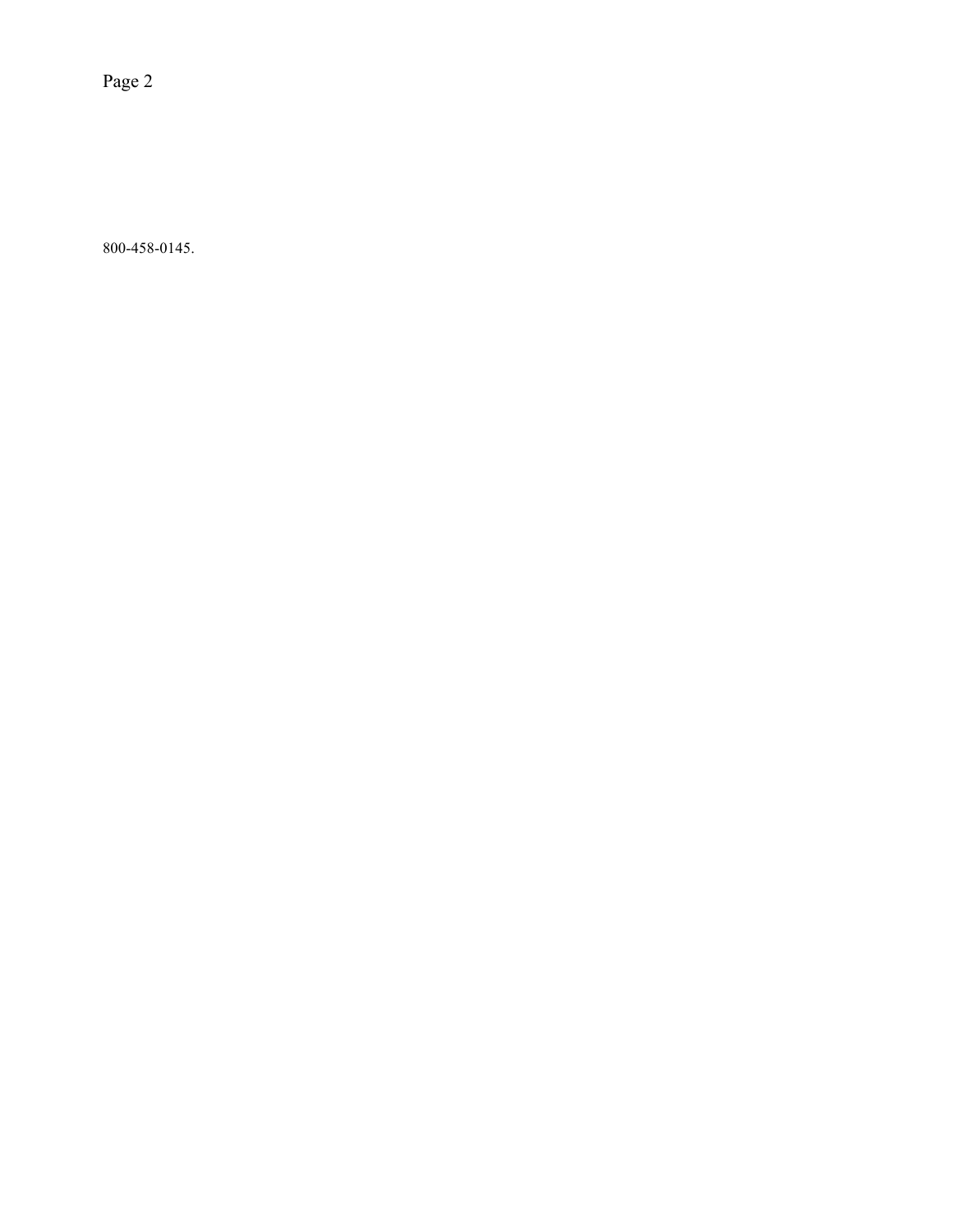800-458-0145.